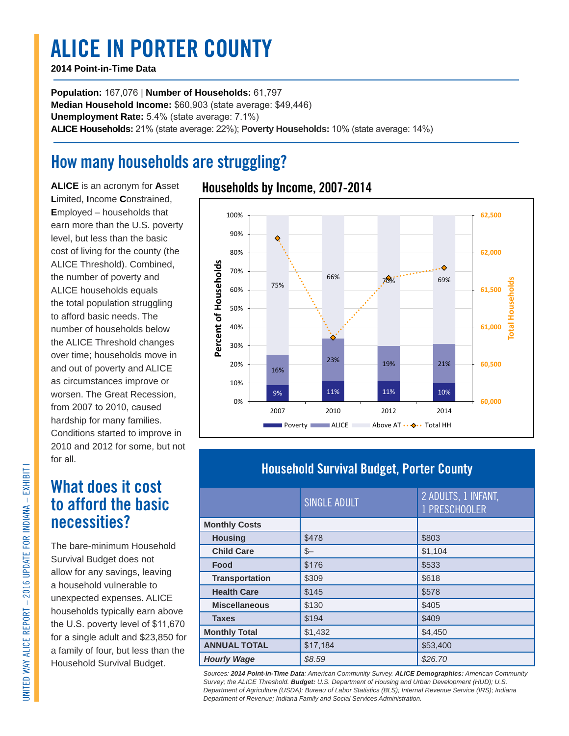# ALICE IN PORTER COUNTY

**2014 Point-in-Time Data**

**Population:** 167,076 | **Number of Households:** 61,797
**Median Household Income:** $60,903 (state average: $49,446)
**Unemployment Rate:** 5.4% (state average: 7.1%)
**ALICE Households:** 21% (state average: 22%); **Poverty Households:** 10% (state average: 14%)

## How many households are struggling?

**ALICE** is an acronym for **A**sset **L**imited, **I**ncome **C**onstrained, **E**mployed – households that earn more than the U.S. poverty level, but less than the basic cost of living for the county (the ALICE Threshold). Combined, the number of poverty and ALICE households equals the total population struggling to afford basic needs. The number of households below the ALICE Threshold changes over time; households move in and out of poverty and ALICE as circumstances improve or worsen. The Great Recession, from 2007 to 2010, caused hardship for many families. Conditions started to improve in 2010 and 2012 for some, but not for all.

### Households by Income, 2007-2014

| Year | Poverty | ALICE | Above AT |
|---|---|---|---|
| 2007 | 9% | 16% | 75% |
| 2010 | 11% | 23% | 66% |
| 2012 | 11% | 19% | 70% |
| 2014 | 10% | 21% | 69% |

## What does it cost to afford the basic necessities?

The bare-minimum Household Survival Budget does not allow for any savings, leaving a household vulnerable to unexpected expenses. ALICE households typically earn above the U.S. poverty level of $11,670 for a single adult and $23,850 for a family of four, but less than the Household Survival Budget.

### Household Survival Budget, Porter County

| | SINGLE ADULT | 2 ADULTS, 1 INFANT, 1 PRESCHOOLER |
|---|---|---|
| **Monthly Costs** | | |
| **Housing** | $478 | $803 |
| **Child Care** | $– | $1,104 |
| **Food** | $176 | $533 |
| **Transportation** | $309 | $618 |
| **Health Care** | $145 | $578 |
| **Miscellaneous** | $130 | $405 |
| **Taxes** | $194 | $409 |
| **Monthly Total** | $1,432 | $4,450 |
| **ANNUAL TOTAL** | $17,184 | $53,400 |
| ***Hourly Wage*** | *$8.59* | *$26.70* |

*Sources: **2014 Point-in-Time Data**: American Community Survey. **ALICE Demographics:** American Community Survey; the ALICE Threshold. **Budget:** U.S. Department of Housing and Urban Development (HUD); U.S. Department of Agriculture (USDA); Bureau of Labor Statistics (BLS); Internal Revenue Service (IRS); Indiana Department of Revenue; Indiana Family and Social Services Administration.*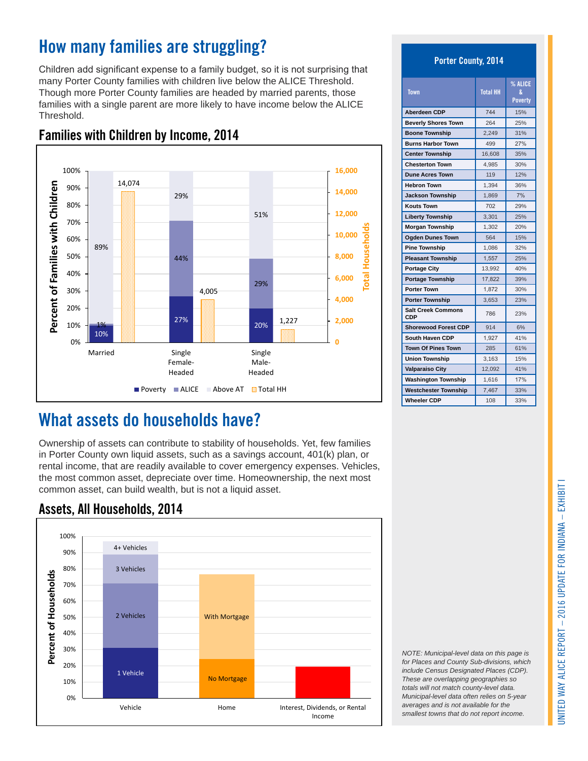# How many families are struggling?

Children add significant expense to a family budget, so it is not surprising that many Porter County families with children live below the ALICE Threshold. Though more Porter County families are headed by married parents, those families with a single parent are more likely to have income below the ALICE Threshold.

## Families with Children by Income, 2014

Percent of Families with Children
Total Households

100%
90%
80%
70%
60%
50%
40%
30%
20%
10%
0%

16,000
14,000
12,000
10,000
8,000
6,000
4,000
2,000
0

Married: 10%, 1%, 89%, 14,074
Single Female-Headed: 27%, 44%, 29%, 4,005
Single Male-Headed: 20%, 29%, 51%, 1,227

Poverty ALICE Above AT Total HH

# What assets do households have?

Ownership of assets can contribute to stability of households. Yet, few families in Porter County own liquid assets, such as a savings account, 401(k) plan, or rental income, that are readily available to cover emergency expenses. Vehicles, the most common asset, depreciate over time. Homeownership, the next most common asset, can build wealth, but is not a liquid asset.

## Assets, All Households, 2014

Percent of Households

100%
90%
80%
70%
60%
50%
40%
30%
20%
10%
0%

Vehicle: 1 Vehicle, 2 Vehicles, 3 Vehicles, 4+ Vehicles
Home: No Mortgage, With Mortgage
Interest, Dividends, or Rental Income

## Porter County, 2014

| Town | Total HH | % ALICE & Poverty |
|---|---|---|
| Aberdeen CDP | 744 | 15% |
| Beverly Shores Town | 264 | 25% |
| Boone Township | 2,249 | 31% |
| Burns Harbor Town | 499 | 27% |
| Center Township | 16,608 | 35% |
| Chesterton Town | 4,985 | 30% |
| Dune Acres Town | 119 | 12% |
| Hebron Town | 1,394 | 36% |
| Jackson Township | 1,869 | 7% |
| Kouts Town | 702 | 29% |
| Liberty Township | 3,301 | 25% |
| Morgan Township | 1,302 | 20% |
| Ogden Dunes Town | 564 | 15% |
| Pine Township | 1,086 | 32% |
| Pleasant Township | 1,557 | 25% |
| Portage City | 13,992 | 40% |
| Portage Township | 17,822 | 39% |
| Porter Town | 1,872 | 30% |
| Porter Township | 3,653 | 23% |
| Salt Creek Commons CDP | 786 | 23% |
| Shorewood Forest CDP | 914 | 6% |
| South Haven CDP | 1,927 | 41% |
| Town Of Pines Town | 285 | 61% |
| Union Township | 3,163 | 15% |
| Valparaiso City | 12,092 | 41% |
| Washington Township | 1,616 | 17% |
| Westchester Township | 7,467 | 33% |
| Wheeler CDP | 108 | 33% |

*NOTE: Municipal-level data on this page is for Places and County Sub-divisions, which include Census Designated Places (CDP). These are overlapping geographies so totals will not match county-level data. Municipal-level data often relies on 5-year averages and is not available for the smallest towns that do not report income.*